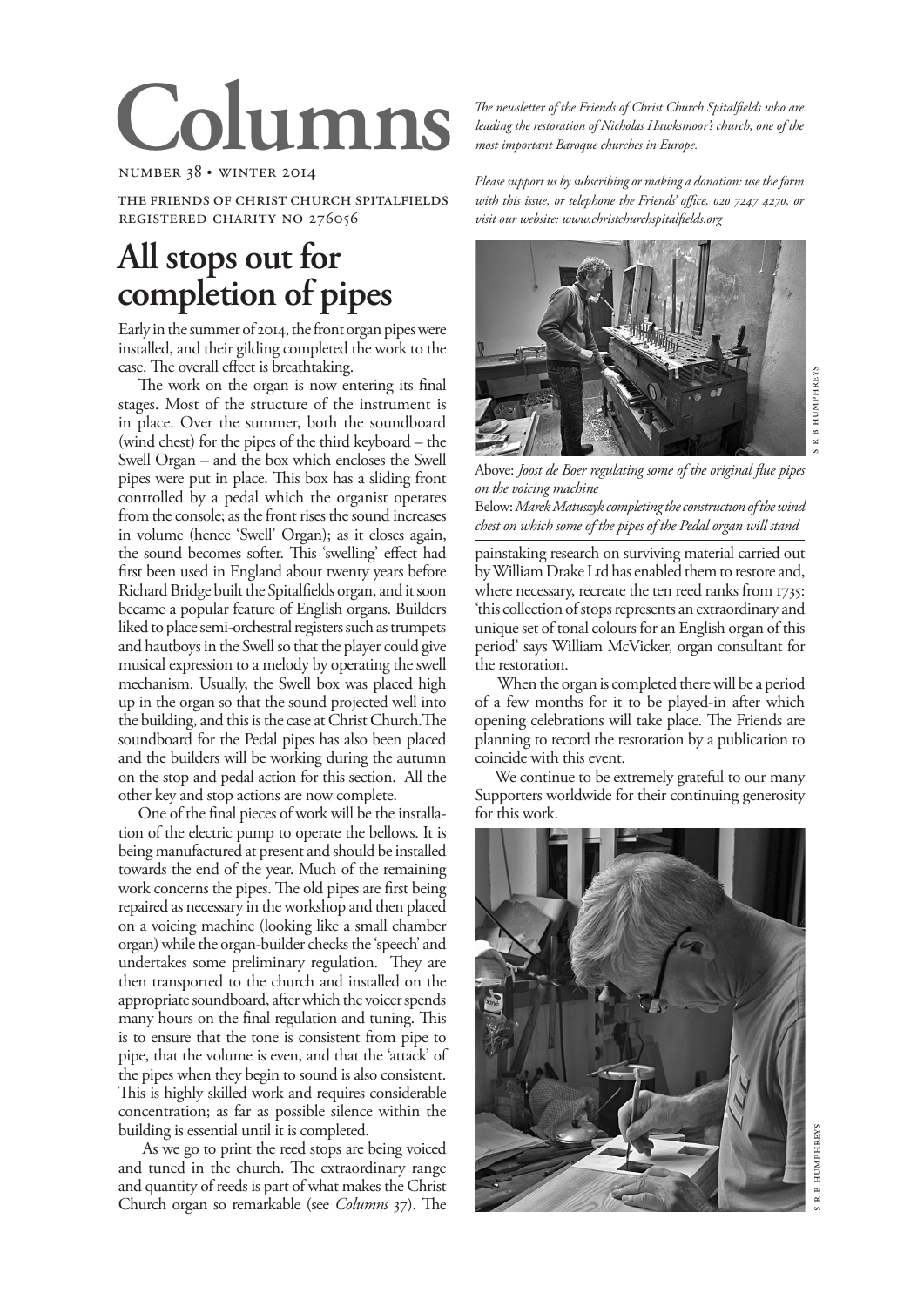# Columns

NUMBER 38 • WINTER 2014

THE FRIENDS OF CHRIST CHURCH SPITALFIELDS
REGISTERED CHARITY NO 276056

*The newsletter of the Friends of Christ Church Spitalfields who are leading the restoration of Nicholas Hawksmoor's church, one of the most important Baroque churches in Europe.*

*Please support us by subscribing or making a donation: use the form with this issue, or telephone the Friends' office, 020 7247 4270, or visit our website: www.christchurchspitalfields.org*

## All stops out for completion of pipes

Early in the summer of 2014, the front organ pipes were installed, and their gilding completed the work to the case. The overall effect is breathtaking.

The work on the organ is now entering its final stages. Most of the structure of the instrument is in place. Over the summer, both the soundboard (wind chest) for the pipes of the third keyboard – the Swell Organ – and the box which encloses the Swell pipes were put in place. This box has a sliding front controlled by a pedal which the organist operates from the console; as the front rises the sound increases in volume (hence 'Swell' Organ); as it closes again, the sound becomes softer. This 'swelling' effect had first been used in England about twenty years before Richard Bridge built the Spitalfields organ, and it soon became a popular feature of English organs. Builders liked to place semi-orchestral registers such as trumpets and hautboys in the Swell so that the player could give musical expression to a melody by operating the swell mechanism. Usually, the Swell box was placed high up in the organ so that the sound projected well into the building, and this is the case at Christ Church. The soundboard for the Pedal pipes has also been placed and the builders will be working during the autumn on the stop and pedal action for this section. All the other key and stop actions are now complete.

One of the final pieces of work will be the installation of the electric pump to operate the bellows. It is being manufactured at present and should be installed towards the end of the year. Much of the remaining work concerns the pipes. The old pipes are first being repaired as necessary in the workshop and then placed on a voicing machine (looking like a small chamber organ) while the organ-builder checks the 'speech' and undertakes some preliminary regulation. They are then transported to the church and installed on the appropriate soundboard, after which the voicer spends many hours on the final regulation and tuning. This is to ensure that the tone is consistent from pipe to pipe, that the volume is even, and that the 'attack' of the pipes when they begin to sound is also consistent. This is highly skilled work and requires considerable concentration; as far as possible silence within the building is essential until it is completed.

As we go to print the reed stops are being voiced and tuned in the church. The extraordinary range and quantity of reeds is part of what makes the Christ Church organ so remarkable (see *Columns* 37). The painstaking research on surviving material carried out by William Drake Ltd has enabled them to restore and, where necessary, recreate the ten reed ranks from 1735: 'this collection of stops represents an extraordinary and unique set of tonal colours for an English organ of this period' says William McVicker, organ consultant for the restoration.

When the organ is completed there will be a period of a few months for it to be played-in after which opening celebrations will take place. The Friends are planning to record the restoration by a publication to coincide with this event.

We continue to be extremely grateful to our many Supporters worldwide for their continuing generosity for this work.

Above: *Joost de Boer regulating some of the original flue pipes on the voicing machine*

Below: *Marek Matuszyk completing the construction of the wind chest on which some of the pipes of the Pedal organ will stand*

S R B HUMPHREYS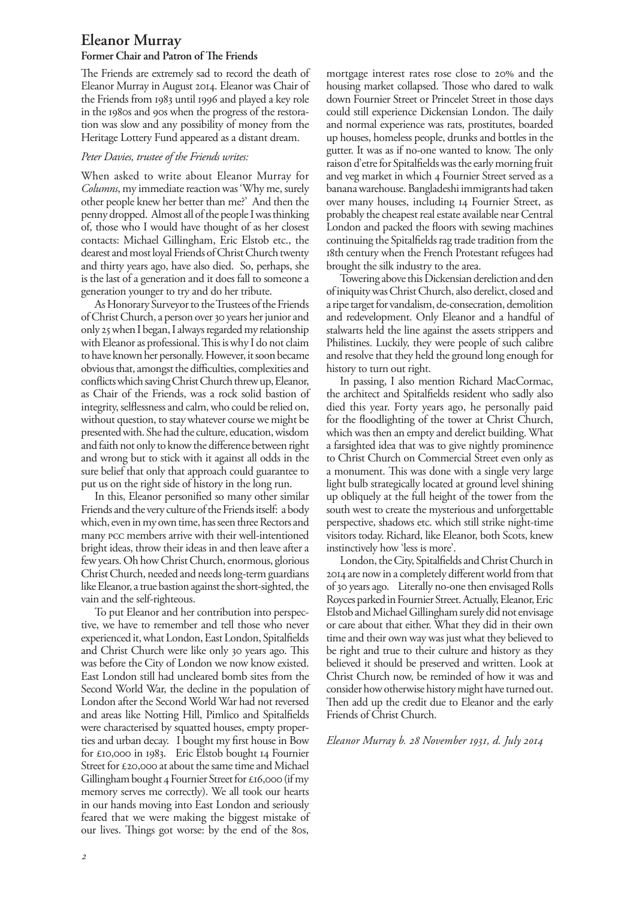# Eleanor Murray

### Former Chair and Patron of The Friends

The Friends are extremely sad to record the death of Eleanor Murray in August 2014. Eleanor was Chair of the Friends from 1983 until 1996 and played a key role in the 1980s and 90s when the progress of the restoration was slow and any possibility of money from the Heritage Lottery Fund appeared as a distant dream.

*Peter Davies, trustee of the Friends writes:*

When asked to write about Eleanor Murray for *Columns*, my immediate reaction was 'Why me, surely other people knew her better than me?' And then the penny dropped. Almost all of the people I was thinking of, those who I would have thought of as her closest contacts: Michael Gillingham, Eric Elstob etc., the dearest and most loyal Friends of Christ Church twenty and thirty years ago, have also died. So, perhaps, she is the last of a generation and it does fall to someone a generation younger to try and do her tribute.

As Honorary Surveyor to the Trustees of the Friends of Christ Church, a person over 30 years her junior and only 25 when I began, I always regarded my relationship with Eleanor as professional. This is why I do not claim to have known her personally. However, it soon became obvious that, amongst the difficulties, complexities and conflicts which saving Christ Church threw up, Eleanor, as Chair of the Friends, was a rock solid bastion of integrity, selflessness and calm, who could be relied on, without question, to stay whatever course we might be presented with. She had the culture, education, wisdom and faith not only to know the difference between right and wrong but to stick with it against all odds in the sure belief that only that approach could guarantee to put us on the right side of history in the long run.

In this, Eleanor personified so many other similar Friends and the very culture of the Friends itself: a body which, even in my own time, has seen three Rectors and many PCC members arrive with their well-intentioned bright ideas, throw their ideas in and then leave after a few years. Oh how Christ Church, enormous, glorious Christ Church, needed and needs long-term guardians like Eleanor, a true bastion against the short-sighted, the vain and the self-righteous.

To put Eleanor and her contribution into perspective, we have to remember and tell those who never experienced it, what London, East London, Spitalfields and Christ Church were like only 30 years ago. This was before the City of London we now know existed. East London still had uncleared bomb sites from the Second World War, the decline in the population of London after the Second World War had not reversed and areas like Notting Hill, Pimlico and Spitalfields were characterised by squatted houses, empty properties and urban decay. I bought my first house in Bow for £10,000 in 1983. Eric Elstob bought 14 Fournier Street for £20,000 at about the same time and Michael Gillingham bought 4 Fournier Street for £16,000 (if my memory serves me correctly). We all took our hearts in our hands moving into East London and seriously feared that we were making the biggest mistake of our lives. Things got worse: by the end of the 80s, mortgage interest rates rose close to 20% and the housing market collapsed. Those who dared to walk down Fournier Street or Princelet Street in those days could still experience Dickensian London. The daily and normal experience was rats, prostitutes, boarded up houses, homeless people, drunks and bottles in the gutter. It was as if no-one wanted to know. The only raison d'etre for Spitalfields was the early morning fruit and veg market in which 4 Fournier Street served as a banana warehouse. Bangladeshi immigrants had taken over many houses, including 14 Fournier Street, as probably the cheapest real estate available near Central London and packed the floors with sewing machines continuing the Spitalfields rag trade tradition from the 18th century when the French Protestant refugees had brought the silk industry to the area.

Towering above this Dickensian dereliction and den of iniquity was Christ Church, also derelict, closed and a ripe target for vandalism, de-consecration, demolition and redevelopment. Only Eleanor and a handful of stalwarts held the line against the assets strippers and Philistines. Luckily, they were people of such calibre and resolve that they held the ground long enough for history to turn out right.

In passing, I also mention Richard MacCormac, the architect and Spitalfields resident who sadly also died this year. Forty years ago, he personally paid for the floodlighting of the tower at Christ Church, which was then an empty and derelict building. What a farsighted idea that was to give nightly prominence to Christ Church on Commercial Street even only as a monument. This was done with a single very large light bulb strategically located at ground level shining up obliquely at the full height of the tower from the south west to create the mysterious and unforgettable perspective, shadows etc. which still strike night-time visitors today. Richard, like Eleanor, both Scots, knew instinctively how 'less is more'.

London, the City, Spitalfields and Christ Church in 2014 are now in a completely different world from that of 30 years ago. Literally no-one then envisaged Rolls Royces parked in Fournier Street. Actually, Eleanor, Eric Elstob and Michael Gillingham surely did not envisage or care about that either. What they did in their own time and their own way was just what they believed to be right and true to their culture and history as they believed it should be preserved and written. Look at Christ Church now, be reminded of how it was and consider how otherwise history might have turned out. Then add up the credit due to Eleanor and the early Friends of Christ Church.

*Eleanor Murray b. 28 November 1931, d. July 2014*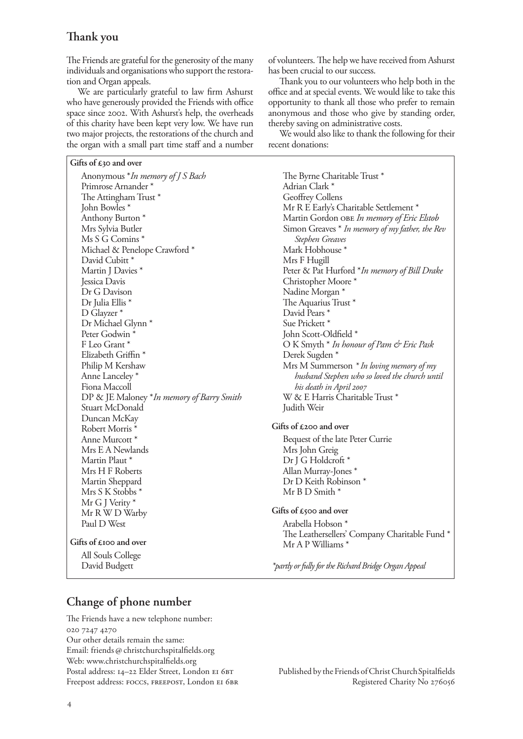## Thank you

The Friends are grateful for the generosity of the many individuals and organisations who support the restoration and Organ appeals.

We are particularly grateful to law firm Ashurst who have generously provided the Friends with office space since 2002. With Ashurst's help, the overheads of this charity have been kept very low. We have run two major projects, the restorations of the church and the organ with a small part time staff and a number of volunteers. The help we have received from Ashurst has been crucial to our success.

Thank you to our volunteers who help both in the office and at special events. We would like to take this opportunity to thank all those who prefer to remain anonymous and those who give by standing order, thereby saving on administrative costs.

We would also like to thank the following for their recent donations:

**Gifts of £30 and over**

Anonymous * *In memory of J S Bach*
Primrose Arnander *
The Attingham Trust *
John Bowles *
Anthony Burton *
Mrs Sylvia Butler
Ms S G Comins *
Michael & Penelope Crawford *
David Cubitt *
Martin J Davies *
Jessica Davis
Dr G Davison
Dr Julia Ellis *
D Glayzer *
Dr Michael Glynn *
Peter Godwin *
F Leo Grant *
Elizabeth Griffin *
Philip M Kershaw
Anne Lanceley *
Fiona Maccoll
DP & JE Maloney * *In memory of Barry Smith*
Stuart McDonald
Duncan McKay
Robert Morris *
Anne Murcott *
Mrs E A Newlands
Martin Plaut *
Mrs H F Roberts
Martin Sheppard
Mrs S K Stobbs *
Mr G J Verity *
Mr R W D Warby
Paul D West
The Byrne Charitable Trust *
Adrian Clark *
Geoffrey Collens
Mr R E Early's Charitable Settlement *
Martin Gordon OBE *In memory of Eric Elstob*
Simon Greaves * *In memory of my father, the Rev Stephen Greaves*
Mark Hobhouse *
Mrs F Hugill
Peter & Pat Hurford * *In memory of Bill Drake*
Christopher Moore *
Nadine Morgan *
The Aquarius Trust *
David Pears *
Sue Prickett *
John Scott-Oldfield *
O K Smyth * *In honour of Pam & Eric Pask*
Derek Sugden *
Mrs M Summerson * *In loving memory of my husband Stephen who so loved the church until his death in April 2007*
W & E Harris Charitable Trust *
Judith Weir

**Gifts of £100 and over**

All Souls College
David Budgett

**Gifts of £200 and over**

Bequest of the late Peter Currie
Mrs John Greig
Dr J G Holdcroft *
Allan Murray-Jones *
Dr D Keith Robinson *
Mr B D Smith *

**Gifts of £500 and over**

Arabella Hobson *
The Leathersellers' Company Charitable Fund *
Mr A P Williams *

*\*partly or fully for the Richard Bridge Organ Appeal*

## Change of phone number

The Friends have a new telephone number:
020 7247 4270
Our other details remain the same:
Email: friends@christchurchspitalfields.org
Web: www.christchurchspitalfields.org
Postal address: 14–22 Elder Street, London E1 6BT
Freepost address: FOCCS, FREEPOST, London E1 6BR

Published by the Friends of Christ Church Spitalfields
Registered Charity No 276056